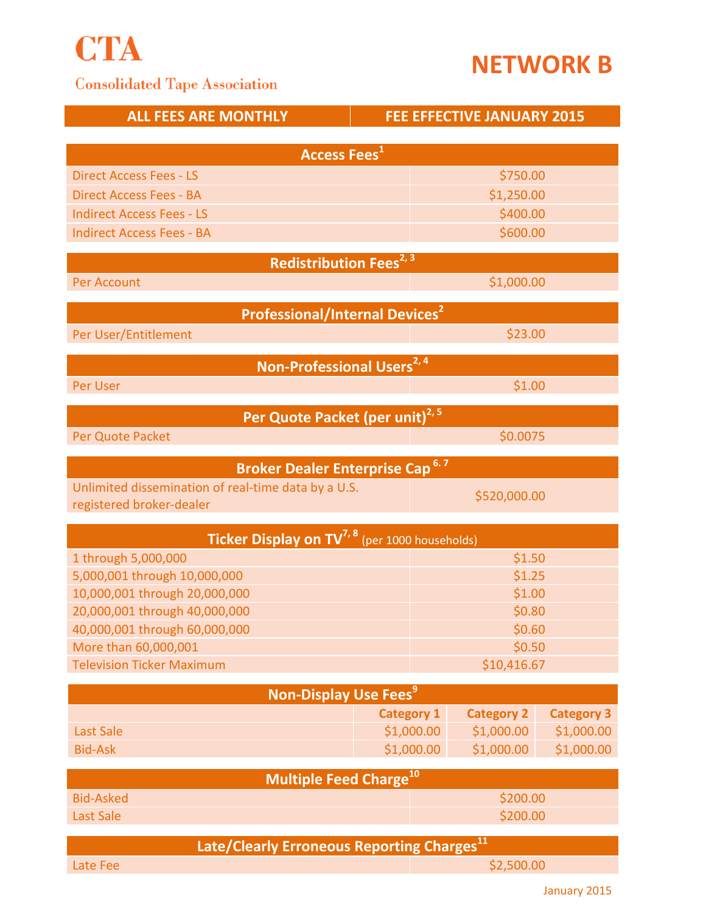# CTA

Consolidated Tape Association

# NETWORK B

| ALL FEES ARE MONTHLY | FEE EFFECTIVE JANUARY 2015 |
|---|---|

| Access Fees[1] | |
|---|---|
| Direct Access Fees - LS | $750.00 |
| Direct Access Fees - BA | $1,250.00 |
| Indirect Access Fees - LS | $400.00 |
| Indirect Access Fees - BA | $600.00 |

| Redistribution Fees[2, 3] | |
|---|---|
| Per Account | $1,000.00 |

| Professional/Internal Devices[2] | |
|---|---|
| Per User/Entitlement | $23.00 |

| Non-Professional Users[2, 4] | |
|---|---|
| Per User | $1.00 |

| Per Quote Packet (per unit)[2, 5] | |
|---|---|
| Per Quote Packet | $0.0075 |

| Broker Dealer Enterprise Cap[6, 7] | |
|---|---|
| Unlimited dissemination of real-time data by a U.S. registered broker-dealer | $520,000.00 |

| Ticker Display on TV[7, 8] (per 1000 households) | |
|---|---|
| 1 through 5,000,000 | $1.50 |
| 5,000,001 through 10,000,000 | $1.25 |
| 10,000,001 through 20,000,000 | $1.00 |
| 20,000,001 through 40,000,000 | $0.80 |
| 40,000,001 through 60,000,000 | $0.60 |
| More than 60,000,001 | $0.50 |
| Television Ticker Maximum | $10,416.67 |

| Non-Display Use Fees[9] | | | |
|---|---|---|---|
| | Category 1 | Category 2 | Category 3 |
| Last Sale | $1,000.00 | $1,000.00 | $1,000.00 |
| Bid-Ask | $1,000.00 | $1,000.00 | $1,000.00 |

| Multiple Feed Charge[10] | |
|---|---|
| Bid-Asked | $200.00 |
| Last Sale | $200.00 |

| Late/Clearly Erroneous Reporting Charges[11] | |
|---|---|
| Late Fee | $2,500.00 |

January 2015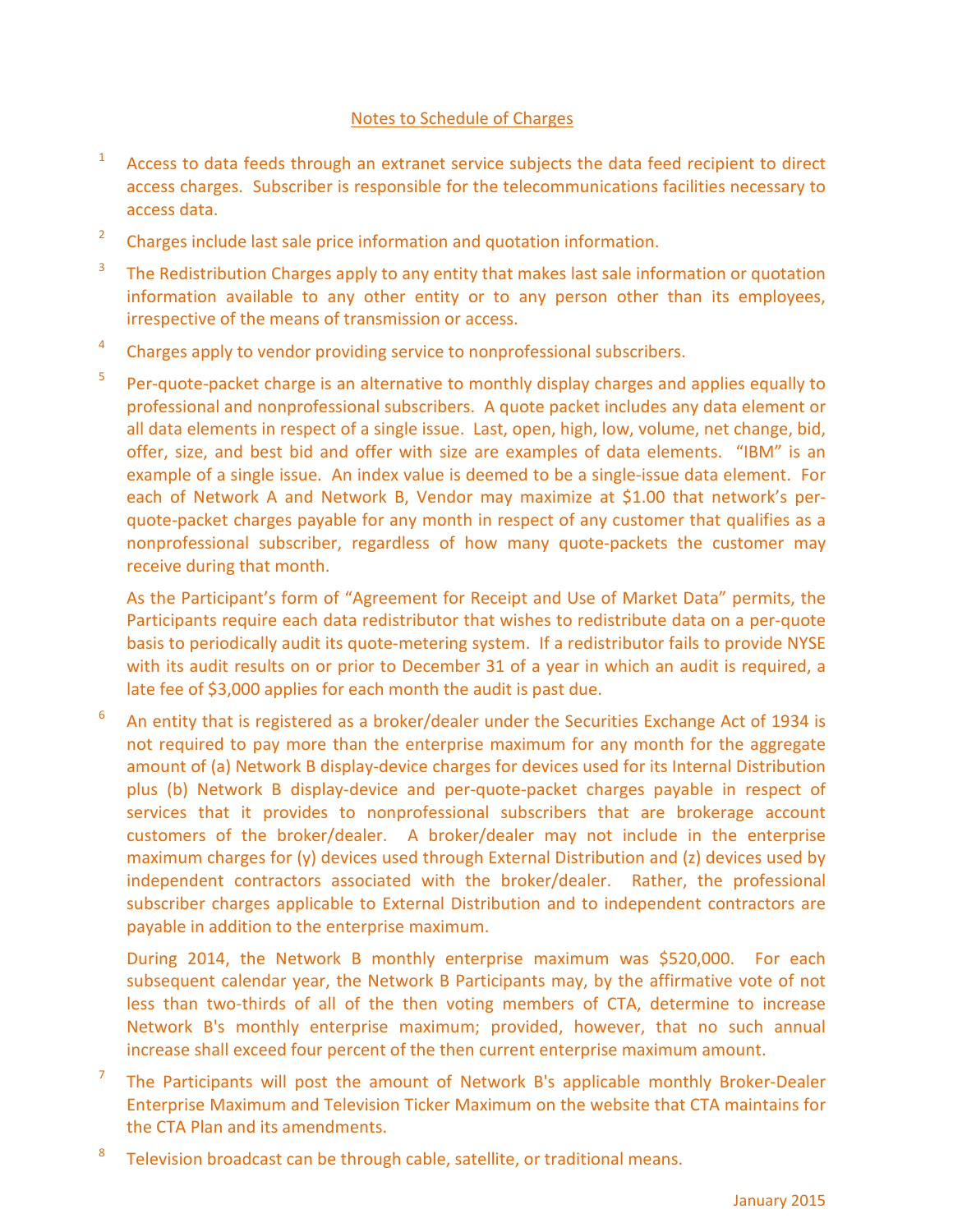<u>Notes to Schedule of Charges</u>

[1] Access to data feeds through an extranet service subjects the data feed recipient to direct access charges. Subscriber is responsible for the telecommunications facilities necessary to access data.

[2] Charges include last sale price information and quotation information.

[3] The Redistribution Charges apply to any entity that makes last sale information or quotation information available to any other entity or to any person other than its employees, irrespective of the means of transmission or access.

[4] Charges apply to vendor providing service to nonprofessional subscribers.

[5] Per-quote-packet charge is an alternative to monthly display charges and applies equally to professional and nonprofessional subscribers. A quote packet includes any data element or all data elements in respect of a single issue. Last, open, high, low, volume, net change, bid, offer, size, and best bid and offer with size are examples of data elements. "IBM" is an example of a single issue. An index value is deemed to be a single-issue data element. For each of Network A and Network B, Vendor may maximize at $1.00 that network's per-quote-packet charges payable for any month in respect of any customer that qualifies as a nonprofessional subscriber, regardless of how many quote-packets the customer may receive during that month.

As the Participant's form of "Agreement for Receipt and Use of Market Data" permits, the Participants require each data redistributor that wishes to redistribute data on a per-quote basis to periodically audit its quote-metering system. If a redistributor fails to provide NYSE with its audit results on or prior to December 31 of a year in which an audit is required, a late fee of $3,000 applies for each month the audit is past due.

[6] An entity that is registered as a broker/dealer under the Securities Exchange Act of 1934 is not required to pay more than the enterprise maximum for any month for the aggregate amount of (a) Network B display-device charges for devices used for its Internal Distribution plus (b) Network B display-device and per-quote-packet charges payable in respect of services that it provides to nonprofessional subscribers that are brokerage account customers of the broker/dealer. A broker/dealer may not include in the enterprise maximum charges for (y) devices used through External Distribution and (z) devices used by independent contractors associated with the broker/dealer. Rather, the professional subscriber charges applicable to External Distribution and to independent contractors are payable in addition to the enterprise maximum.

During 2014, the Network B monthly enterprise maximum was $520,000. For each subsequent calendar year, the Network B Participants may, by the affirmative vote of not less than two-thirds of all of the then voting members of CTA, determine to increase Network B's monthly enterprise maximum; provided, however, that no such annual increase shall exceed four percent of the then current enterprise maximum amount.

[7] The Participants will post the amount of Network B's applicable monthly Broker-Dealer Enterprise Maximum and Television Ticker Maximum on the website that CTA maintains for the CTA Plan and its amendments.

[8] Television broadcast can be through cable, satellite, or traditional means.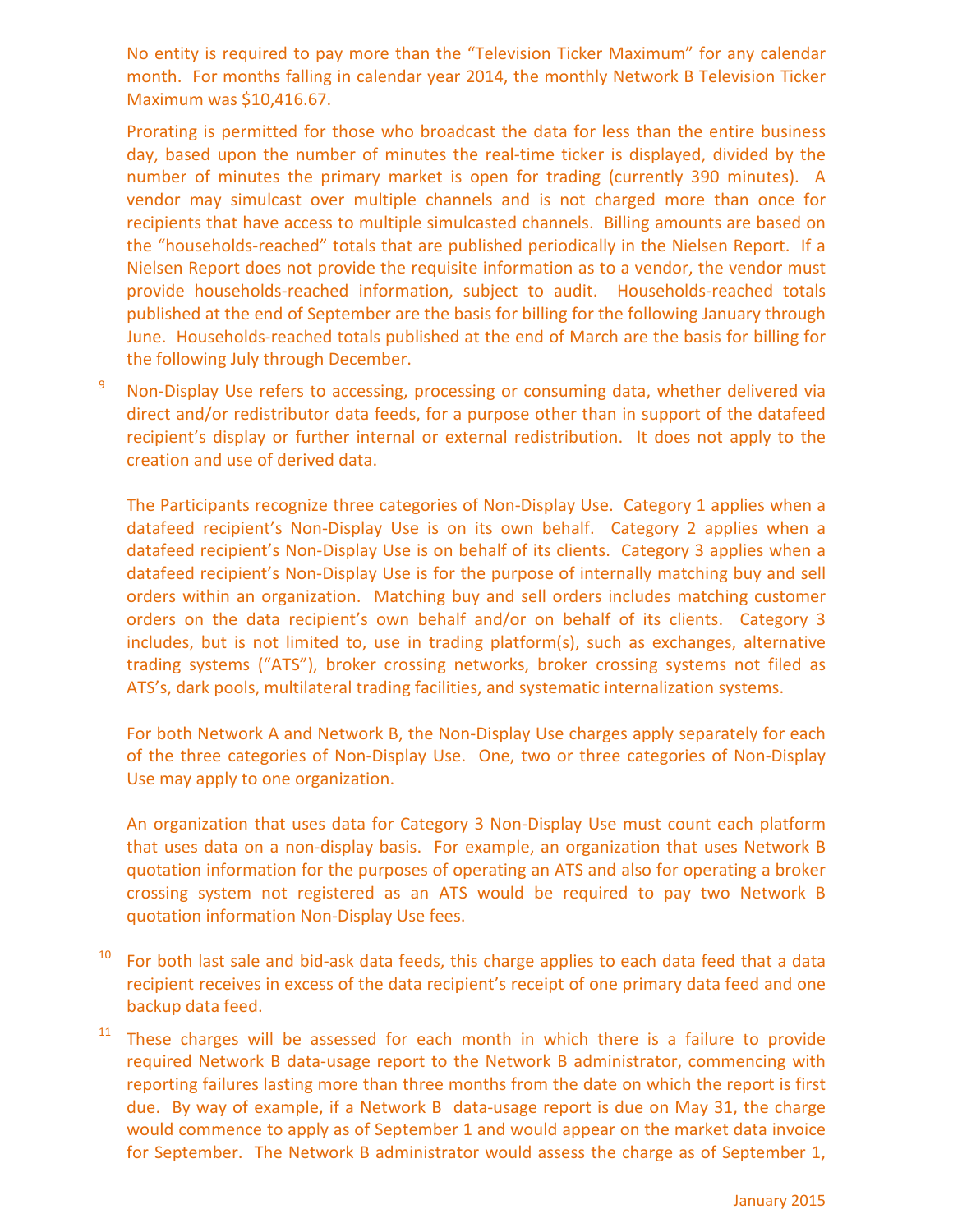No entity is required to pay more than the "Television Ticker Maximum" for any calendar month. For months falling in calendar year 2014, the monthly Network B Television Ticker Maximum was $10,416.67.

Prorating is permitted for those who broadcast the data for less than the entire business day, based upon the number of minutes the real-time ticker is displayed, divided by the number of minutes the primary market is open for trading (currently 390 minutes). A vendor may simulcast over multiple channels and is not charged more than once for recipients that have access to multiple simulcasted channels. Billing amounts are based on the "households-reached" totals that are published periodically in the Nielsen Report. If a Nielsen Report does not provide the requisite information as to a vendor, the vendor must provide households-reached information, subject to audit. Households-reached totals published at the end of September are the basis for billing for the following January through June. Households-reached totals published at the end of March are the basis for billing for the following July through December.

[9] Non-Display Use refers to accessing, processing or consuming data, whether delivered via direct and/or redistributor data feeds, for a purpose other than in support of the datafeed recipient's display or further internal or external redistribution. It does not apply to the creation and use of derived data.

The Participants recognize three categories of Non-Display Use. Category 1 applies when a datafeed recipient's Non-Display Use is on its own behalf. Category 2 applies when a datafeed recipient's Non-Display Use is on behalf of its clients. Category 3 applies when a datafeed recipient's Non-Display Use is for the purpose of internally matching buy and sell orders within an organization. Matching buy and sell orders includes matching customer orders on the data recipient's own behalf and/or on behalf of its clients. Category 3 includes, but is not limited to, use in trading platform(s), such as exchanges, alternative trading systems ("ATS"), broker crossing networks, broker crossing systems not filed as ATS's, dark pools, multilateral trading facilities, and systematic internalization systems.

For both Network A and Network B, the Non-Display Use charges apply separately for each of the three categories of Non-Display Use. One, two or three categories of Non-Display Use may apply to one organization.

An organization that uses data for Category 3 Non-Display Use must count each platform that uses data on a non-display basis. For example, an organization that uses Network B quotation information for the purposes of operating an ATS and also for operating a broker crossing system not registered as an ATS would be required to pay two Network B quotation information Non-Display Use fees.

[10] For both last sale and bid-ask data feeds, this charge applies to each data feed that a data recipient receives in excess of the data recipient's receipt of one primary data feed and one backup data feed.

[11] These charges will be assessed for each month in which there is a failure to provide required Network B data-usage report to the Network B administrator, commencing with reporting failures lasting more than three months from the date on which the report is first due. By way of example, if a Network B data-usage report is due on May 31, the charge would commence to apply as of September 1 and would appear on the market data invoice for September. The Network B administrator would assess the charge as of September 1,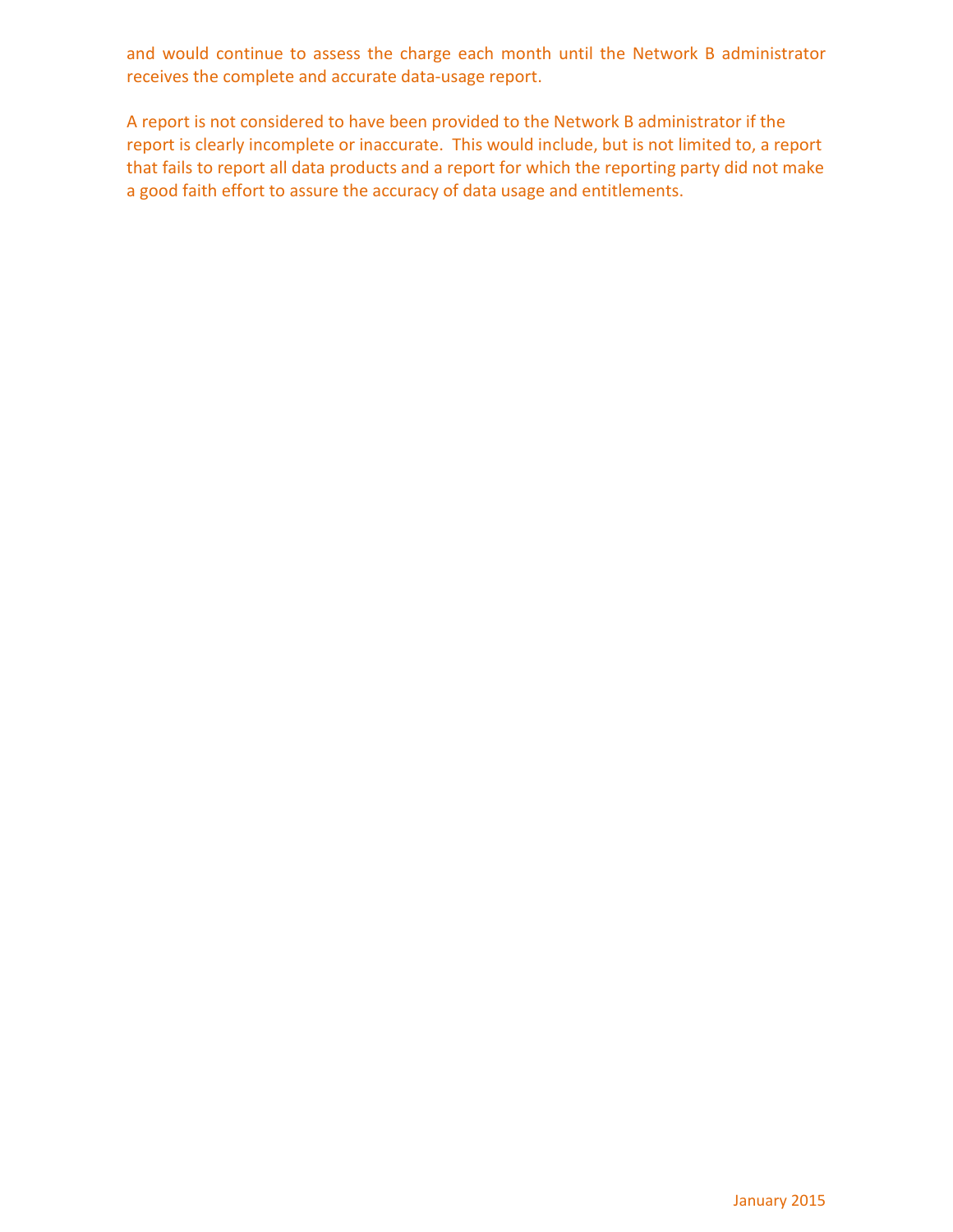and would continue to assess the charge each month until the Network B administrator receives the complete and accurate data-usage report.

A report is not considered to have been provided to the Network B administrator if the report is clearly incomplete or inaccurate. This would include, but is not limited to, a report that fails to report all data products and a report for which the reporting party did not make a good faith effort to assure the accuracy of data usage and entitlements.